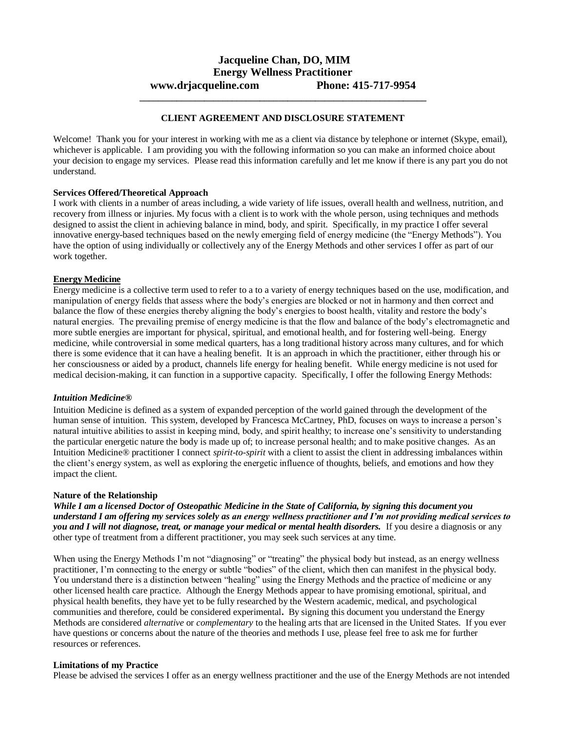# Jacqueline Chan, DO, MIM
## Energy Wellness Practitioner
**www.drjacqueline.com Phone: 415-717-9954**

---

### CLIENT AGREEMENT AND DISCLOSURE STATEMENT

Welcome! Thank you for your interest in working with me as a client via distance by telephone or internet (Skype, email), whichever is applicable. I am providing you with the following information so you can make an informed choice about your decision to engage my services. Please read this information carefully and let me know if there is any part you do not understand.

**Services Offered/Theoretical Approach**

I work with clients in a number of areas including, a wide variety of life issues, overall health and wellness, nutrition, and recovery from illness or injuries. My focus with a client is to work with the whole person, using techniques and methods designed to assist the client in achieving balance in mind, body, and spirit. Specifically, in my practice I offer several innovative energy-based techniques based on the newly emerging field of energy medicine (the "Energy Methods"). You have the option of using individually or collectively any of the Energy Methods and other services I offer as part of our work together.

**Energy Medicine**

Energy medicine is a collective term used to refer to a to a variety of energy techniques based on the use, modification, and manipulation of energy fields that assess where the body's energies are blocked or not in harmony and then correct and balance the flow of these energies thereby aligning the body's energies to boost health, vitality and restore the body's natural energies. The prevailing premise of energy medicine is that the flow and balance of the body's electromagnetic and more subtle energies are important for physical, spiritual, and emotional health, and for fostering well-being. Energy medicine, while controversial in some medical quarters, has a long traditional history across many cultures, and for which there is some evidence that it can have a healing benefit. It is an approach in which the practitioner, either through his or her consciousness or aided by a product, channels life energy for healing benefit. While energy medicine is not used for medical decision-making, it can function in a supportive capacity. Specifically, I offer the following Energy Methods:

***Intuition Medicine®***

Intuition Medicine is defined as a system of expanded perception of the world gained through the development of the human sense of intuition. This system, developed by Francesca McCartney, PhD, focuses on ways to increase a person's natural intuitive abilities to assist in keeping mind, body, and spirit healthy; to increase one's sensitivity to understanding the particular energetic nature the body is made up of; to increase personal health; and to make positive changes. As an Intuition Medicine® practitioner I connect *spirit-to-spirit* with a client to assist the client in addressing imbalances within the client's energy system, as well as exploring the energetic influence of thoughts, beliefs, and emotions and how they impact the client.

**Nature of the Relationship**

***While I am a licensed Doctor of Osteopathic Medicine in the State of California, by signing this document you understand I am offering my services solely as an energy wellness practitioner and I'm not providing medical services to you and I will not diagnose, treat, or manage your medical or mental health disorders.*** If you desire a diagnosis or any other type of treatment from a different practitioner, you may seek such services at any time.

When using the Energy Methods I'm not "diagnosing" or "treating" the physical body but instead, as an energy wellness practitioner, I'm connecting to the energy or subtle "bodies" of the client, which then can manifest in the physical body. You understand there is a distinction between "healing" using the Energy Methods and the practice of medicine or any other licensed health care practice. Although the Energy Methods appear to have promising emotional, spiritual, and physical health benefits, they have yet to be fully researched by the Western academic, medical, and psychological communities and therefore, could be considered experimental**.** By signing this document you understand the Energy Methods are considered *alternative* or *complementary* to the healing arts that are licensed in the United States. If you ever have questions or concerns about the nature of the theories and methods I use, please feel free to ask me for further resources or references.

**Limitations of my Practice**

Please be advised the services I offer as an energy wellness practitioner and the use of the Energy Methods are not intended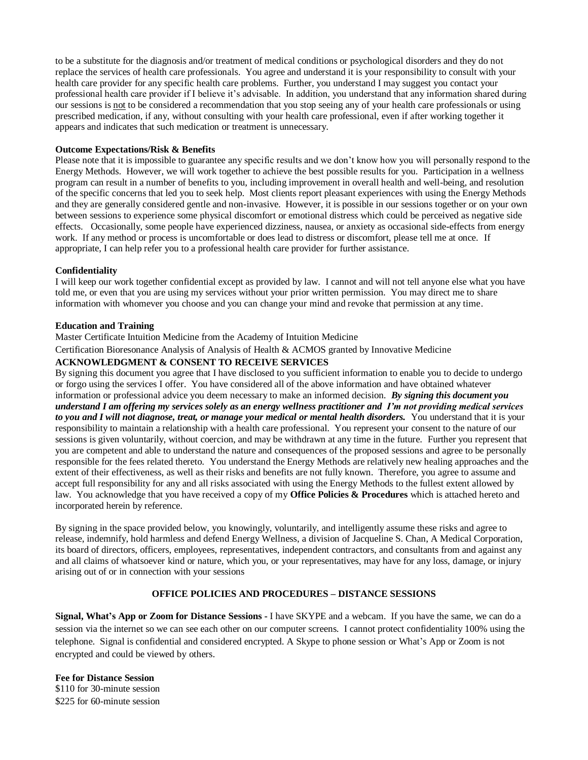to be a substitute for the diagnosis and/or treatment of medical conditions or psychological disorders and they do not replace the services of health care professionals. You agree and understand it is your responsibility to consult with your health care provider for any specific health care problems. Further, you understand I may suggest you contact your professional health care provider if I believe it's advisable. In addition, you understand that any information shared during our sessions is not to be considered a recommendation that you stop seeing any of your health care professionals or using prescribed medication, if any, without consulting with your health care professional, even if after working together it appears and indicates that such medication or treatment is unnecessary.

**Outcome Expectations/Risk & Benefits**

Please note that it is impossible to guarantee any specific results and we don't know how you will personally respond to the Energy Methods. However, we will work together to achieve the best possible results for you. Participation in a wellness program can result in a number of benefits to you, including improvement in overall health and well-being, and resolution of the specific concerns that led you to seek help. Most clients report pleasant experiences with using the Energy Methods and they are generally considered gentle and non-invasive. However, it is possible in our sessions together or on your own between sessions to experience some physical discomfort or emotional distress which could be perceived as negative side effects. Occasionally, some people have experienced dizziness, nausea, or anxiety as occasional side-effects from energy work. If any method or process is uncomfortable or does lead to distress or discomfort, please tell me at once. If appropriate, I can help refer you to a professional health care provider for further assistance.

**Confidentiality**

I will keep our work together confidential except as provided by law. I cannot and will not tell anyone else what you have told me, or even that you are using my services without your prior written permission. You may direct me to share information with whomever you choose and you can change your mind and revoke that permission at any time.

**Education and Training**

Master Certificate Intuition Medicine from the Academy of Intuition Medicine

Certification Bioresonance Analysis of Analysis of Health & ACMOS granted by Innovative Medicine

**ACKNOWLEDGMENT & CONSENT TO RECEIVE SERVICES**

By signing this document you agree that I have disclosed to you sufficient information to enable you to decide to undergo or forgo using the services I offer. You have considered all of the above information and have obtained whatever information or professional advice you deem necessary to make an informed decision. ***By signing this document you understand I am offering my services solely as an energy wellness practitioner and I'm not providing medical services to you and I will not diagnose, treat, or manage your medical or mental health disorders.*** You understand that it is your responsibility to maintain a relationship with a health care professional. You represent your consent to the nature of our sessions is given voluntarily, without coercion, and may be withdrawn at any time in the future. Further you represent that you are competent and able to understand the nature and consequences of the proposed sessions and agree to be personally responsible for the fees related thereto. You understand the Energy Methods are relatively new healing approaches and the extent of their effectiveness, as well as their risks and benefits are not fully known. Therefore, you agree to assume and accept full responsibility for any and all risks associated with using the Energy Methods to the fullest extent allowed by law. You acknowledge that you have received a copy of my **Office Policies & Procedures** which is attached hereto and incorporated herein by reference.

By signing in the space provided below, you knowingly, voluntarily, and intelligently assume these risks and agree to release, indemnify, hold harmless and defend Energy Wellness, a division of Jacqueline S. Chan, A Medical Corporation, its board of directors, officers, employees, representatives, independent contractors, and consultants from and against any and all claims of whatsoever kind or nature, which you, or your representatives, may have for any loss, damage, or injury arising out of or in connection with your sessions

**OFFICE POLICIES AND PROCEDURES – DISTANCE SESSIONS**

**Signal, What's App or Zoom for Distance Sessions -** I have SKYPE and a webcam. If you have the same, we can do a session via the internet so we can see each other on our computer screens. I cannot protect confidentiality 100% using the telephone. Signal is confidential and considered encrypted. A Skype to phone session or What's App or Zoom is not encrypted and could be viewed by others.

**Fee for Distance Session**

$110 for 30-minute session

$225 for 60-minute session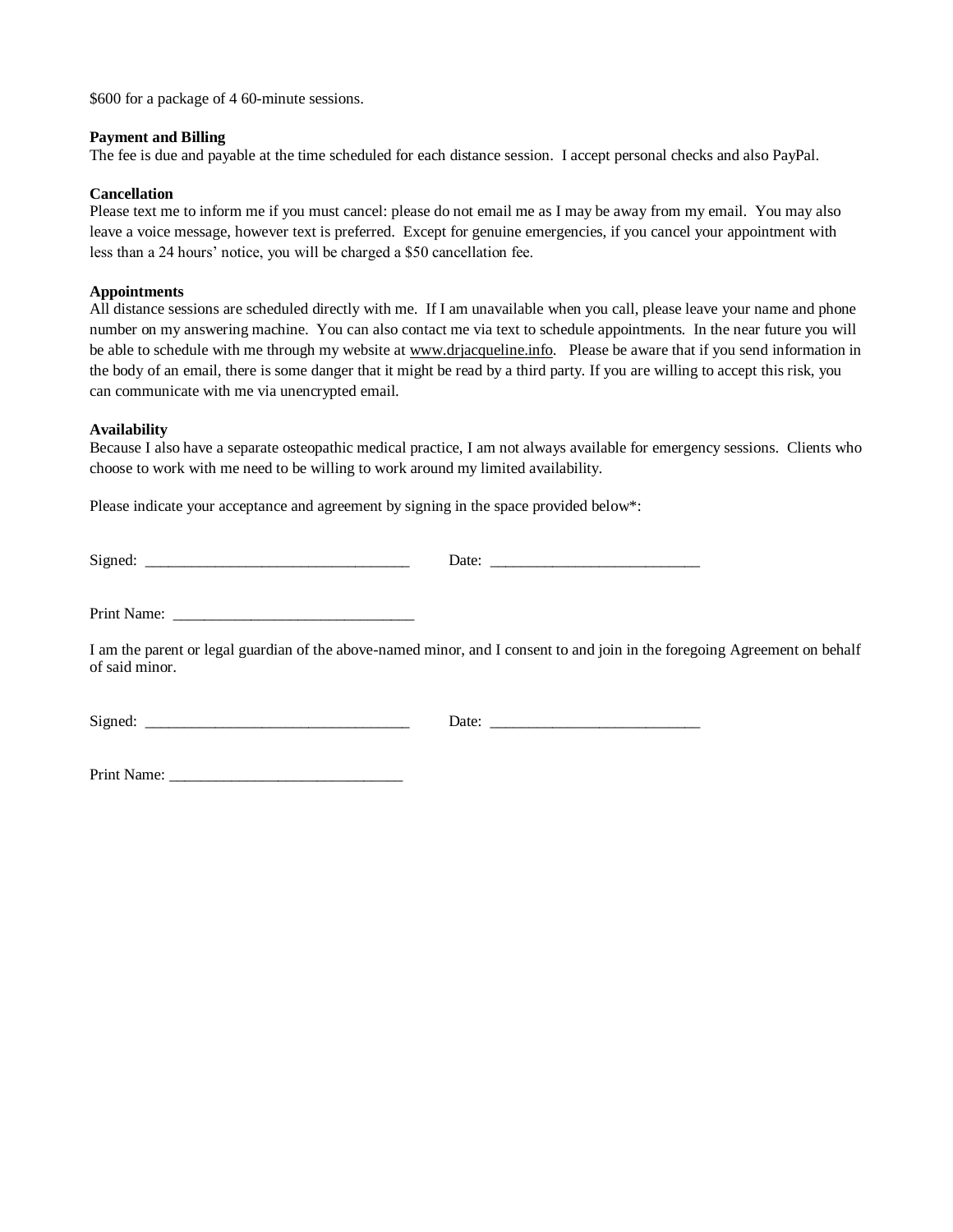$600 for a package of 4 60-minute sessions.

**Payment and Billing**
The fee is due and payable at the time scheduled for each distance session. I accept personal checks and also PayPal.

**Cancellation**
Please text me to inform me if you must cancel: please do not email me as I may be away from my email. You may also leave a voice message, however text is preferred. Except for genuine emergencies, if you cancel your appointment with less than a 24 hours' notice, you will be charged a $50 cancellation fee.

**Appointments**
All distance sessions are scheduled directly with me. If I am unavailable when you call, please leave your name and phone number on my answering machine. You can also contact me via text to schedule appointments. In the near future you will be able to schedule with me through my website at www.drjacqueline.info. Please be aware that if you send information in the body of an email, there is some danger that it might be read by a third party. If you are willing to accept this risk, you can communicate with me via unencrypted email.

**Availability**
Because I also have a separate osteopathic medical practice, I am not always available for emergency sessions. Clients who choose to work with me need to be willing to work around my limited availability.

Please indicate your acceptance and agreement by signing in the space provided below*:

Signed: __________________________________ Date: ___________________________

Print Name: ________________________________

I am the parent or legal guardian of the above-named minor, and I consent to and join in the foregoing Agreement on behalf of said minor.

Signed: __________________________________ Date: ___________________________

Print Name: ______________________________